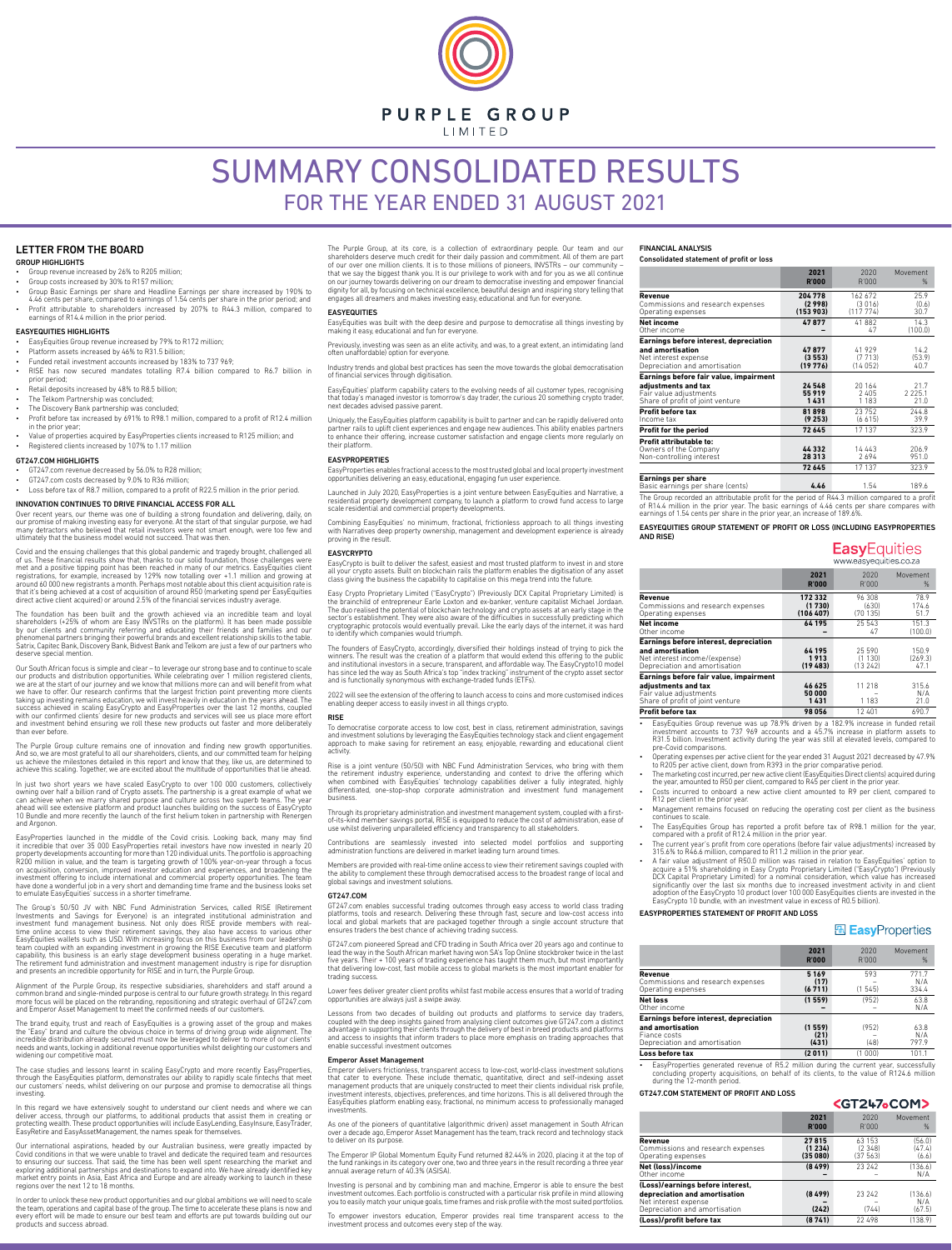# PURPLE GROUP LIMITED

# SUMMARY CONSOLIDATED RESULTS
## FOR THE YEAR ENDED 31 AUGUST 2021

## LETTER FROM THE BOARD

### GROUP HIGHLIGHTS

- Group revenue increased by 26% to R205 million;
- Group costs increased by 30% to R157 million;
- Group Basic Earnings per share and Headline Earnings per share increased by 190% to 4.46 cents per share, compared to earnings of 1.54 cents per share in the prior period; and
- Profit attributable to shareholders increased by 207% to R44.3 million, compared to earnings of R14.4 million in the prior period.

### EASYEQUITIES HIGHLIGHTS

- EasyEquities Group revenue increased by 79% to R172 million;
- Platform assets increased by 46% to R31.5 billion;
- Funded retail investment accounts increased by 183% to 737 969;
- RISE has now secured mandates totalling R7.4 billion compared to R6.7 billion in prior period;
- Retail deposits increased by 48% to R8.5 billion;
- The Telkom Partnership was concluded;
- The Discovery Bank partnership was concluded;
- Profit before tax increased by 691% to R98.1 million, compared to a profit of R12.4 million in the prior year;
- Value of properties acquired by EasyProperties clients increased to R125 million; and
- Registered clients increased by 107% to 1.17 million

### GT247.COM HIGHLIGHTS

- GT247.com revenue decreased by 56.0% to R28 million;
- GT247.com costs decreased by 9.0% to R36 million;
- Loss before tax of R8.7 million, compared to a profit of R22.5 million in the prior period.

### INNOVATION CONTINUES TO DRIVE FINANCIAL ACCESS FOR ALL

Over recent years, our theme was one of building a strong foundation and delivering, daily, on our promise of making investing easy for everyone. At the start of that singular purpose, we had many detractors who believed that retail investors were not smart enough, were too few and ultimately that the business model would not succeed. That was then.

Covid and the ensuing challenges that this global pandemic and tragedy brought, challenged all of us. These financial results show that, thanks to our solid foundation, those challenges were met and a positive tipping point has been reached in many of our metrics. EasyEquities client registrations, for example, increased by 129% now totalling over +1.1 million and growing at around 60 000 new registrants a month. Perhaps most notable about this client acquisition rate is that it's being achieved at a cost of acquisition of around R50 (marketing spend per EasyEquities direct active client acquired) or around 2.5% of the financial services industry average.

The foundation has been built and the growth achieved via an incredible team and loyal shareholders (+25% of whom are Easy INVSTRs on the platform). It has been made possible by our clients and community referring and educating their friends and families and our phenomenal partners bringing their powerful brands and excellent relationship skills to the table. Satrix, Capitec Bank, Discovery Bank, Bidvest Bank and Telkom are just a few of our partners who deserve special mention.

Our South African focus is simple and clear – to leverage our strong base and to continue to scale our products and distribution opportunities. While celebrating over 1 million registered clients, we are at the start of our journey and we know that millions more can and will benefit from what we have to offer. Our research confirms that the largest friction point preventing more clients taking up investing remains education, we will invest heavily in education in the years ahead. The success achieved in scaling EasyCrypto and EasyProperties over the last 12 months, coupled with our confirmed clients' desire for new products and services will see us place more effort and investment behind ensuring we roll these new products out faster and more deliberately than ever before.

The Purple Group culture remains one of innovation and finding new growth opportunities. And so, we are most grateful to all our shareholders, clients, and our committed team for helping us achieve the milestones detailed in this report and know that they, like us, are determined to achieve this scaling. Together, we are excited about the multitude of opportunities that lie ahead.

In just two short years we have scaled EasyCrypto to over 100 000 customers, collectively owning over half a billion rand of Crypto assets. The partnership is a great example of what we can achieve when we marry shared purpose and culture across two superb teams. The year ahead will see extensive platform and product launches building on the success of EasyCrypto 10 Bundle and more recently the launch of the first helium token in partnership with Renergen and Argonon.

EasyProperties launched in the middle of the Covid crisis. Looking back, many may find it incredible that over 35 000 EasyProperties retail investors have now invested in nearly 20 property developments accounting for more than 120 individual units. The portfolio is approaching R200 million in value, and the team is targeting growth of 100% year-on-year through a focus on acquisition, conversion, improved investor education and experiences, and broadening the investment offering to include international and commercial property opportunities. The team have done a wonderful job in a very short and demanding time frame and the business looks set to emulate EasyEquities' success in a shorter timeframe.

The Group's 50/50 JV with NBC Fund Administration Services, called RISE (Retirement Investments and Savings for Everyone) is an integrated institutional administration and investment fund management business. Not only does RISE provide members with real-time online access to view their retirement savings, they also have access to various other EasyEquities wallets such as USD. With increasing focus on this business from our leadership team coupled with an expanding investment in growing the RISE Executive team and platform capability, this business is an early stage development business operating in a huge market. The retirement fund administration and investment management industry is ripe for disruption and presents an incredible opportunity for RISE and in turn, the Purple Group.

Alignment of the Purple Group, its respective subsidiaries, shareholders and staff around a common brand and single-minded purpose is central to our future growth strategy. In this regard more focus will be placed on the rebranding, repositioning and strategic overhaul of GT247.com and Emperor Asset Management to meet the confirmed needs of our customers.

The brand equity, trust and reach of EasyEquities is a growing asset of the group and makes the "Easy" brand and culture the obvious choice in terms of driving group wide alignment. The incredible distribution already secured must now be leveraged to deliver to more of our clients' needs and wants, locking in additional revenue opportunities whilst delighting our customers and widening our competitive moat.

The case studies and lessons learnt in scaling EasyCrypto and more recently EasyProperties, through the EasyEquities platform, demonstrates our ability to rapidly scale fintechs that meet our customers' needs, whilst delivering on our purpose and promise to democratise all things investing.

In this regard we have extensively sought to understand our client needs and where we can deliver access, through our platforms, to additional products that assist them in creating or protecting wealth. These product opportunities will include EasyLending, EasyInsure, EasyTrader, EasyRetire and EasyAssetManagement, the names speak for themselves.

Our international aspirations, headed by our Australian business, were greatly impacted by Covid conditions in that we were unable to travel and dedicate the required team and resources to ensuring our success. That said, the time has been well spent researching the market and exploring additional partnerships and destinations to expand into. We have already identified key market entry points in Asia, East Africa and Europe and are already working to launch in these regions over the next 12 to 18 months.

In order to unlock these new product opportunities and our global ambitions we will need to scale the team, operations and capital base of the group. The time to accelerate these plans is now and every effort will be made to ensure our best team and efforts are put towards building out our products and success abroad.

The Purple Group, at its core, is a collection of extraordinary people. Our team and our shareholders deserve much credit for their daily passion and commitment. All of them are part of our over one million clients. It is to those millions of pioneers, INVSTRs – our community – that we say the biggest thank you. It is our privilege to work with and for you as we all continue on our journey towards delivering on our dream to democratise investing and empower financial dignity for all, by focusing on technical excellence, beautiful design and inspiring story telling that engages all dreamers and makes investing easy, educational and fun for everyone.

### EASYEQUITIES

EasyEquities was built with the deep desire and purpose to democratise all things investing by making it easy, educational and fun for everyone.

Previously, investing was seen as an elite activity and was, to a great extent, an intimidating (and often unaffordable) option for everyone.

Industry trends and global best practices has seen the move towards the global democratisation of financial services through digitisation.

EasyEquities' platform capability caters to the evolving needs of all customer types, recognising that today's managed investor is tomorrow's day trader, the curious 20 something crypto trader, next decades advised passive parent.

Uniquely, the EasyEquities platform capability is built to partner and can be rapidly delivered onto partner rails to uplift client experiences and engage new audiences. This ability enables partners to enhance their offering, increase customer satisfaction and engage clients more regularly on their platform.

### EASYPROPERTIES

EasyProperties enables fractional access to the most trusted global and local property investment opportunities delivering an easy, educational, engaging fun user experience.

Launched in July 2020, EasyProperties is a joint venture between EasyEquities and Narrative, a residential property development company, to launch a platform to crowd fund access to large scale residential and commercial property developments.

Combining EasyEquities' no minimum, fractional, frictionless approach to all things investing with Narratives deep property ownership, management and development experience is already proving in the result.

### EASYCRYPTO

EasyCrypto is built to deliver the safest, easiest and most trusted platform to invest in and store all your crypto assets. Built on blockchain rails the platform enables the digitisation of any asset class giving the business the capability to capitalise on this mega trend into the future.

Easy Crypto Proprietary Limited ("EasyCrypto") (Previously DCX Capital Proprietary Limited) is the brainchild of entrepreneur Earle Loxton and ex-banker, venture capitalist Michael Jordaan. The duo realised the potential of blockchain technology and crypto assets at an early stage in the sector's establishment. They were also aware of the difficulties in successfully predicting which cryptographic protocols would eventually prevail. Like the early days of the internet, it was hard to identify which companies would triumph.

The founders of EasyCrypto, accordingly, diversified their holdings instead of trying to pick the winners. The result was the creation of a platform that would extend this offering to the public and institutional investors in a secure, transparent, and affordable way. The EasyCrypto10 model has since led the way as South Africa's top "index tracking" instrument of the crypto asset sector and is functionally synonymous with exchange-traded funds (ETFs).

2022 will see the extension of the offering to launch access to coins and more customised indices enabling deeper access to easily invest in all things crypto.

### RISE

To democratise corporate access to low cost, best in class, retirement administration, savings and investment solutions by leveraging the EasyEquities technology stack and client engagement approach to make saving for retirement an easy, enjoyable, rewarding and educational client activity.

Rise is a joint venture (50/50) with NBC Fund Administration Services, who bring with them the retirement industry experience, understanding and context to drive the offering which when combined with EasyEquities' technology capabilities deliver a fully integrated, highly differentiated, one-stop-shop corporate administration and investment fund management business.

Through its proprietary administration and investment management system, coupled with a first-of-its-kind member savings portal, RISE is equipped to reduce the cost of administration, ease of use whilst delivering unparalleled efficiency and transparency to all stakeholders.

Contributions are seamlessly invested into selected model portfolios and supporting administration functions are delivered in market leading turn around times.

Members are provided with real-time online access to view their retirement savings coupled with the ability to complement these through democratised access to the broadest range of local and global savings and investment solutions.

### GT247.COM

GT247.com enables successful trading outcomes through easy access to world class trading platforms, tools and research. Delivering these through fast, secure and low-cost access into local and global markets that are packaged together through a single account structure that ensures traders the best chance of achieving trading success.

GT247.com pioneered Spread and CFD trading in South Africa over 20 years ago and continue to lead the way in the South African market having won SA's Top Online stockbroker twice in the last five years. Their + 100 years of trading experience has taught them much, but most importantly that delivering low-cost, fast mobile access to global markets is the most important enabler for trading success.

Lower fees deliver greater client profits whilst fast mobile access ensures that a world of trading opportunities are always just a swipe away.

Lessons from two decades of building out products and platforms to service day traders, coupled with the deep insights gained from analysing client outcomes give GT247.com a distinct advantage in supporting their clients through the delivery of best in breed products and platforms and access to insights that inform traders to place more emphasis on trading approaches that enable successful investment outcomes

### Emperor Asset Management

Emperor delivers frictionless, transparent access to low-cost, world-class investment solutions that cater to everyone. These include thematic, quantitative, direct and self-indexing asset management products that are uniquely constructed to meet their clients individual risk profile, investment interests, objectives, preferences, and time horizons. This is all delivered through the EasyEquities platform enabling easy, fractional, no minimum access to professionally managed investments.

As one of the pioneers of quantitative (algorithmic driven) asset management in South African over a decade ago, Emperor Asset Management has the team, track record and technology stack to deliver on its purpose.

The Emperor IP Global Momentum Equity Fund returned 82.44% in 2020, placing it at the top of the fund rankings in its category over one, two and three years in the result recording a three year annual average return of 40.3% (ASISA).

Investing is personal and by combining man and machine, Emperor is able to ensure the best investment outcomes. Each portfolio is constructed with a particular risk profile in mind allowing you to easily match your unique goals, time frames and risk profile with the most suited portfolios.

To empower investors education, Emperor provides real time transparent access to the investment process and outcomes every step of the way.

### FINANCIAL ANALYSIS

**Consolidated statement of profit or loss**

| | 2021 R'000 | 2020 R'000 | Movement % |
|---|---|---|---|
| **Revenue** | **204 778** | 162 672 | 25.9 |
| Commissions and research expenses | **(2 998)** | (3 016) | (0.6) |
| Operating expenses | **(153 903)** | (117 774) | 30.7 |
| **Net income** | **47 877** | 41 882 | 14.3 |
| Other income | **–** | 47 | (100.0) |
| **Earnings before interest, depreciation and amortisation** | **47 877** | 41 929 | 14.2 |
| Net interest expense | **(3 553)** | (7 713) | (53.9) |
| Depreciation and amortisation | **(19 776)** | (14 052) | 40.7 |
| **Earnings before fair value, impairment adjustments and tax** | **24 548** | 20 164 | 21.7 |
| Fair value adjustments | **55 919** | 2 405 | 2 225.1 |
| Share of profit of joint venture | **1 431** | 1 183 | 21.0 |
| **Profit before tax** | **81 898** | 23 752 | 244.8 |
| Income tax | **(9 253)** | (6 615) | 39.9 |
| **Profit for the period** | **72 645** | 17 137 | 323.9 |
| **Profit attributable to:** | | | |
| Owners of the Company | **44 332** | 14 443 | 206.9 |
| Non-controlling interest | **28 313** | 2 694 | 951.0 |
| | **72 645** | 17 137 | 323.9 |
| **Earnings per share** | | | |
| Basic earnings per share (cents) | **4.46** | 1.54 | 189.6 |

The Group recorded an attributable profit for the period of R44.3 million compared to a profit of R14.4 million in the prior year. The basic earnings of 4.46 cents per share compares with earnings of 1.54 cents per share in the prior year, an increase of 189.6%.

### EASYEQUITIES GROUP STATEMENT OF PROFIT OR LOSS (INCLUDING EASYPROPERTIES AND RISE)

EasyEquities – www.easyequities.co.za

| | 2021 R'000 | 2020 R'000 | Movement % |
|---|---|---|---|
| **Revenue** | **172 332** | 96 308 | 78.9 |
| Commissions and research expenses | **(1 730)** | (630) | 174.6 |
| Operating expenses | **(106 407)** | (70 135) | 51.7 |
| **Net income** | **64 195** | 25 543 | 151.3 |
| Other income | **–** | 47 | (100.0) |
| **Earnings before interest, depreciation and amortisation** | **64 195** | 25 590 | 150.9 |
| Net interest income/(expense) | **1 913** | (1 130) | (269.3) |
| Depreciation and amortisation | **(19 483)** | (13 242) | 47.1 |
| **Earnings before fair value, impairment adjustments and tax** | **46 625** | 11 218 | 315.6 |
| Fair value adjustments | **50 000** | – | N/A |
| Share of profit of joint venture | **1 431** | 1 183 | 21.0 |
| **Profit before tax** | **98 056** | 12 401 | 690.7 |

- EasyEquities Group revenue was up 78.9% driven by a 182.9% increase in funded retail investment accounts to 737 969 accounts and a 45.7% increase in platform assets to R31.5 billion. Investment activity during the year was still at elevated levels, compared to pre-Covid comparisons.
- Operating expenses per active client for the year ended 31 August 2021 decreased by 47.9% to R205 per active client, down from R393 in the prior comparative period.
- The marketing cost incurred, per new active client (EasyEquities Direct clients) acquired during the year, amounted to R50 per client, compared to R45 per client in the prior year.
- Costs incurred to onboard a new active client amounted to R9 per client, compared to R12 per client in the prior year.
- Management remains focused on reducing the operating cost per client as the business continues to scale.
- The EasyEquities Group has reported a profit before tax of R98.1 million for the year, compared with a profit of R12.4 million in the prior year.
- The current year's profit from core operations (before fair value adjustments) increased by 315.6% to R46.6 million, compared to R11.2 million in the prior year.
- A fair value adjustment of R50.0 million was raised in relation to EasyEquities' option to acquire a 51% shareholding in Easy Crypto Proprietary Limited ("EasyCrypto") (Previously DCX Capital Proprietary Limited) for a nominal consideration, which value has increased significantly over the last six months due to increased investment activity in and client adoption of the EasyCrypto 10 product (over 100 000 EasyEquities clients are invested in the EasyCrypto 10 bundle, with an investment value in excess of R0.5 billion).

### EASYPROPERTIES STATEMENT OF PROFIT AND LOSS

EasyProperties

| | 2021 R'000 | 2020 R'000 | Movement % |
|---|---|---|---|
| **Revenue** | **5 169** | 593 | 771.7 |
| Commissions and research expenses | **(17)** | – | N/A |
| Operating expenses | **(6 711)** | (1 545) | 334.4 |
| **Net loss** | **(1 559)** | (952) | 63.8 |
| Other income | **–** | – | N/A |
| **Earnings before interest, depreciation and amortisation** | **(1 559)** | (952) | 63.8 |
| Fiance costs | **(21)** | – | N/A |
| Depreciation and amortisation | **(431)** | (48) | 797.9 |
| **Loss before tax** | **(2 011)** | (1 000) | 101.1 |

- EasyProperties generated revenue of R5.2 million during the current year, successfully concluding property acquisitions, on behalf of its clients, to the value of R124.6 million during the 12-month period.

### GT247.COM STATEMENT OF PROFIT AND LOSS

GT247.COM

| | 2021 R'000 | 2020 R'000 | Movement % |
|---|---|---|---|
| **Revenue** | **27 815** | 63 153 | (56.0) |
| Commissions and research expenses | **(1 234)** | (2 348) | (47.4) |
| Operating expenses | **(35 080)** | (37 563) | (6.6) |
| **Net (loss)/income** | **(8 499)** | 23 242 | (136.6) |
| Other income | **–** | – | N/A |
| **(Loss)/earnings before interest, depreciation and amortisation** | **(8 499)** | 23 242 | (136.6) |
| Net interest expense | **–** | – | N/A |
| Depreciation and amortisation | **(242)** | (744) | (67.5) |
| **(Loss)/profit before tax** | **(8 741)** | 22 498 | (138.9) |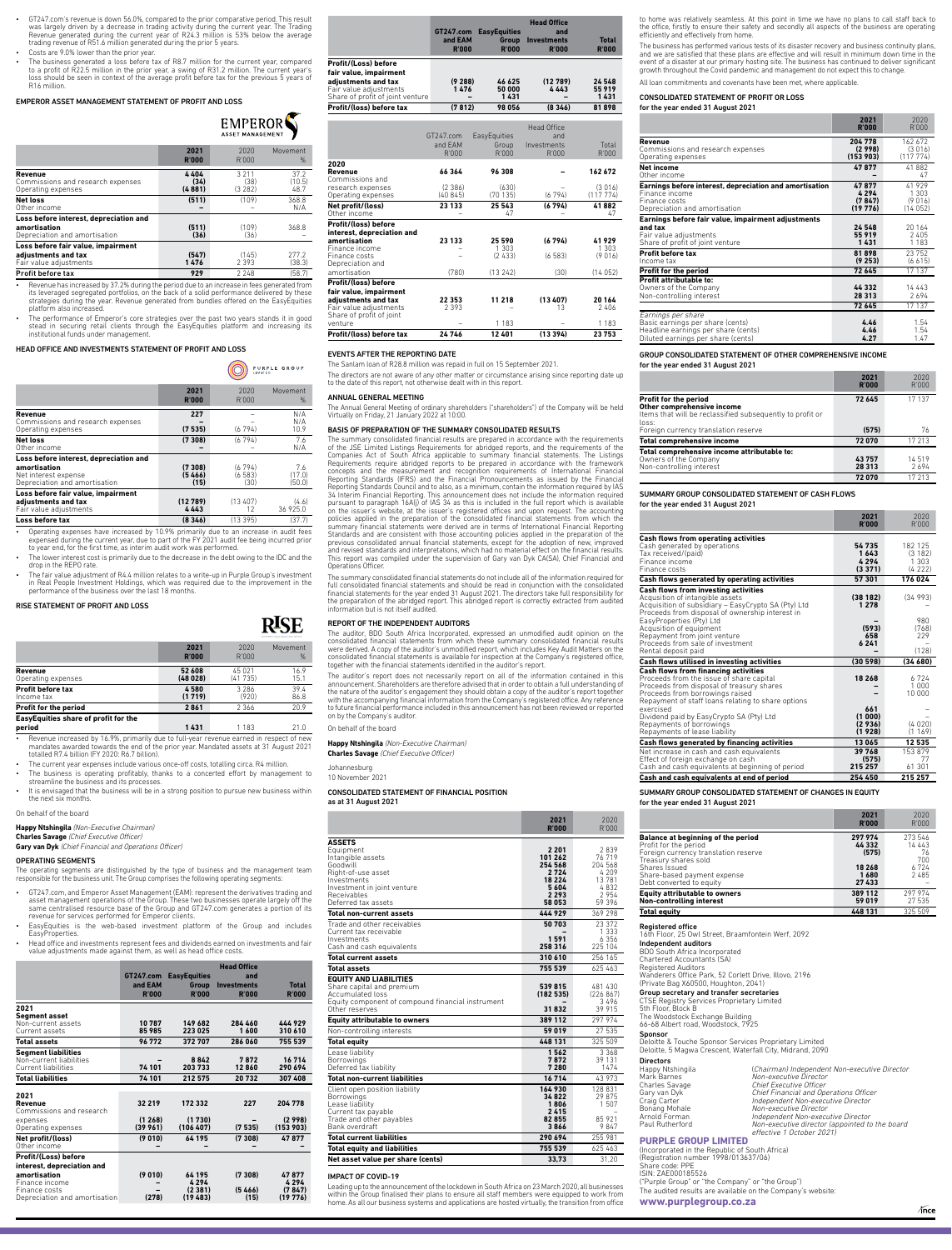- GT247.com's revenue is down 56.0%, compared to the prior comparative period. This result was largely driven by a decrease in trading activity during the current year. The Trading Revenue generated during the current year of R24.3 million is 53% below the average trading revenue of R51.6 million generated during the prior 5 years.
- Costs are 9.0% lower than the prior year.
- The business generated a loss before tax of R8.7 million for the current year, compared to a profit of R22.5 million in the prior year, a swing of R31.2 million. The current year's loss should be seen in context of the average profit before tax for the previous 5 years of R16 million.

## EMPEROR ASSET MANAGEMENT STATEMENT OF PROFIT AND LOSS

| | 2021 R'000 | 2020 R'000 | Movement % |
|---|---|---|---|
| **Revenue** | **4 404** | 3 211 | 37.2 |
| Commissions and research expenses | **(34)** | (38) | (10.5) |
| Operating expenses | **(4 881)** | (3 282) | 48.7 |
| **Net loss** | **(511)** | (109) | 368.8 |
| Other income | **–** | – | N/A |
| **Loss before interest, depreciation and amortisation** | **(511)** | (109) | 368.8 |
| Depreciation and amortisation | **(36)** | (36) | – |
| **Loss before fair value, impairment adjustments and tax** | **(547)** | (145) | 277.2 |
| Fair value adjustments | **1 476** | 2 393 | (38.3) |
| **Profit before tax** | **929** | 2 248 | (58.7) |

- Revenue has increased by 37.2% during the period due to an increase in fees generated from its leveraged segregated portfolios, on the back of a solid performance delivered by these strategies during the year. Revenue generated from bundles offered on the EasyEquities platform also increased.
- The performance of Emperor's core strategies over the past two years stands it in good stead in securing retail clients through the EasyEquities platform and increasing its institutional funds under management.

## HEAD OFFICE AND INVESTMENTS STATEMENT OF PROFIT AND LOSS

| | 2021 R'000 | 2020 R'000 | Movement % |
|---|---|---|---|
| **Revenue** | **227** | – | N/A |
| Commissions and research expenses | **–** | – | N/A |
| Operating expenses | **(7 535)** | (6 794) | 10.9 |
| **Net loss** | **(7 308)** | (6 794) | 7.6 |
| Other income | **–** | – | N/A |
| **Loss before interest, depreciation and amortisation** | **(7 308)** | (6 794) | 7.6 |
| Net interest expense | **(5 466)** | (6 583) | (17.0) |
| Depreciation and amortisation | **(15)** | (30) | (50.0) |
| **Loss before fair value, impairment adjustments and tax** | **(12 789)** | (13 407) | (4.6) |
| Fair value adjustments | **4 443** | 12 | 36 925.0 |
| **Loss before tax** | **(8 346)** | (13 395) | (37.7) |

- Operating expenses have increased by 10.9% primarily due to an increase in audit fees expensed during the current year, due to part of the FY 2021 audit fee being incurred prior to year end, for the first time, as interim audit work was performed.
- The lower interest cost is primarily due to the decrease in the debt owing to the IDC and the drop in the REPO rate.
- The fair value adjustment of R4.4 million relates to a write-up in Purple Group's investment in Real People Investment Holdings, which was required due to the improvement in the performance of the business over the last 18 months.

## RISE STATEMENT OF PROFIT AND LOSS

| | 2021 R'000 | 2020 R'000 | Movement % |
|---|---|---|---|
| **Revenue** | **52 608** | 45 021 | 16.9 |
| Operating expenses | **(48 028)** | (41 735) | 15.1 |
| **Profit before tax** | **4 580** | 3 286 | 39.4 |
| Income tax | **(1 719)** | (920) | 86.8 |
| **Profit for the period** | **2 861** | 2 366 | 20.9 |
| **EasyEquities share of profit for the period** | **1 431** | 1 183 | 21.0 |

- Revenue increased by 16.9%, primarily due to full-year revenue earned in respect of new mandates awarded towards the end of the prior year. Mandated assets at 31 August 2021 totalled R7.4 billion (FY 2020: R6.7 billion).
- The current year expenses include various once-off costs, totalling circa. R4 million.
- The business is operating profitably, thanks to a concerted effort by management to streamline the business and its processes.
- It is envisaged that the business will be in a strong position to pursue new business within the next six months.

On behalf of the board

**Happy Ntshingila** *(Non-Executive Chairman)*
**Charles Savage** *(Chief Executive Officer)*
**Gary van Dyk** *(Chief Financial and Operations Officer)*

## OPERATING SEGMENTS

The operating segments are distinguished by the type of business and the management team responsible for the business unit. The Group comprises the following operating segments:

- GT247.com, and Emperor Asset Management (EAM): represent the derivatives trading and asset management operations of the Group. These two businesses operate largely off the same centralised resource base of the Group and GT247.com generates a portion of its revenue for services performed for Emperor clients.
- EasyEquities is the web-based investment platform of the Group and includes EasyProperties.
- Head office and investments represent fees and dividends earned on investments and fair value adjustments made against them, as well as head office costs.

| | GT247.com and EAM R'000 | EasyEquities Group R'000 | Head Office and Investments R'000 | Total R'000 |
|---|---|---|---|---|
| **2021** | | | | |
| **Segment asset** | | | | |
| Non-current assets | **10 787** | **149 682** | **284 460** | **444 929** |
| Current assets | **85 985** | **223 025** | **1 600** | **310 610** |
| **Total assets** | **96 772** | **372 707** | **286 060** | **755 539** |
| **Segment liabilities** | | | | |
| Non-current liabilities | **–** | **8 842** | **7 872** | **16 714** |
| Current liabilities | **74 101** | **203 733** | **12 860** | **290 694** |
| **Total liabilities** | **74 101** | **212 575** | **20 732** | **307 408** |
| **2021** | | | | |
| **Revenue** | **32 219** | **172 332** | **227** | **204 778** |
| Commissions and research expenses | **(1 268)** | **(1 730)** | **–** | **(2 998)** |
| Operating expenses | **(39 961)** | **(106 407)** | **(7 535)** | **(153 903)** |
| **Net profit/(loss)** | **(9 010)** | **64 195** | **(7 308)** | **47 877** |
| Other income | **–** | **–** | **–** | **–** |
| **Profit/(Loss) before interest, depreciation and amortisation** | **(9 010)** | **64 195** | **(7 308)** | **47 877** |
| Finance income | **–** | **4 294** | **–** | **4 294** |
| Finance costs | **–** | **(2 381)** | **(5 466)** | **(7 847)** |
| Depreciation and amortisation | **(278)** | **(19 483)** | **(15)** | **(19 776)** |
| **Profit/(Loss) before fair value, impairment adjustments and tax** | **(9 288)** | **46 625** | **(12 789)** | **24 548** |
| Fair value adjustments | **1 476** | **50 000** | **4 443** | **55 919** |
| Share of profit of joint venture | **–** | **1 431** | **–** | **1 431** |
| **Profit/(loss) before tax** | **(7 812)** | **98 056** | **(8 346)** | **81 898** |

| | GT247.com and EAM R'000 | EasyEquities Group R'000 | Head Office and Investments R'000 | Total R'000 |
|---|---|---|---|---|
| **2020** | | | | |
| **Revenue** | **66 364** | **96 308** | – | **162 672** |
| Commissions and research expenses | (2 386) | (630) | – | (3 016) |
| Operating expenses | (40 845) | (70 135) | (6 794) | (117 774) |
| **Net profit/(loss)** | **23 133** | **25 543** | **(6 794)** | **41 882** |
| Other income | – | 47 | – | 47 |
| **Profit/(loss) before interest, depreciation and amortisation** | **23 133** | **25 590** | **(6 794)** | **41 929** |
| Finance income | – | 1 303 | | 1 303 |
| Finance costs | – | (2 433) | (6 583) | (9 016) |
| Depreciation and amortisation | (780) | (13 242) | (30) | (14 052) |
| **Profit/(loss) before fair value, impairment adjustments and tax** | **22 353** | **11 218** | **(13 407)** | **20 164** |
| Fair value adjustments | 2 393 | – | 13 | 2 406 |
| Share of profit of joint venture | – | 1 183 | – | 1 183 |
| **Profit/(loss) before tax** | **24 746** | **12 401** | **(13 394)** | **23 753** |

## EVENTS AFTER THE REPORTING DATE

The Sanlam loan of R28.8 million was repaid in full on 15 September 2021.

The directors are not aware of any other matter or circumstance arising since reporting date up to the date of this report, not otherwise dealt with in this report.

## ANNUAL GENERAL MEETING

The Annual General Meeting of ordinary shareholders ("shareholders") of the Company will be held Virtually on Friday, 21 January 2022 at 10:00.

## BASIS OF PREPARATION OF THE SUMMARY CONSOLIDATED RESULTS

The summary consolidated financial results are prepared in accordance with the requirements of the JSE Limited Listings Requirements for abridged reports, and the requirements of the Companies Act of South Africa applicable to summary financial statements. The Listings Requirements require abridged reports to be prepared in accordance with the framework concepts and the measurement and recognition requirements of International Financial Reporting Standards (IFRS) and the Financial Pronouncements as issued by the Financial Reporting Standards Council and to also, as a minimum, contain the information required by IAS 34 Interim Financial Reporting. This announcement does not include the information required pursuant to paragraph 16A(j) of IAS 34 as this is included in the full report which is available on the issuer's website, at the issuer's registered offices and upon request. The accounting policies applied in the preparation of the consolidated financial statements from which the summary financial statements were derived are in terms of International Financial Reporting Standards and are consistent with those accounting policies applied in the preparation of the previous consolidated annual financial statements, except for the adoption of new, improved and revised standards and interpretations, which had no material effect on the financial results. This report was compiled under the supervision of Gary van Dyk CA(SA), Chief Financial and Operations Officer.

The summary consolidated financial statements do not include all of the information required for full consolidated financial statements and should be read in conjunction with the consolidated financial statements for the year ended 31 August 2021. The directors take full responsibility for the preparation of the abridged report. This abridged report is correctly extracted from audited information but is not itself audited.

## REPORT OF THE INDEPENDENT AUDITORS

The auditor, BDO South Africa Incorporated, expressed an unmodified audit opinion on the consolidated financial statements from which these summary consolidated financial results were derived. A copy of the auditor's unmodified report, which includes Key Audit Matters on the consolidated financial statements is available for inspection at the Company's registered office, together with the financial statements identified in the auditor's report.

The auditor's report does not necessarily report on all of the information contained in this announcement. Shareholders are therefore advised that in order to obtain a full understanding of the nature of the auditor's engagement they should obtain a copy of the auditor's report together with the accompanying financial information from the Company's registered office. Any reference to future financial performance included in this announcement has not been reviewed or reported on by the Company's auditor.

On behalf of the board

**Happy Ntshingila** *(Non-Executive Chairman)*
**Charles Savage** *(Chief Executive Officer)*

Johannesburg

10 November 2021

## CONSOLIDATED STATEMENT OF FINANCIAL POSITION
**as at 31 August 2021**

| | 2021 R'000 | 2020 R'000 |
|---|---|---|
| **ASSETS** | | |
| Equipment | **2 201** | 2 839 |
| Intangible assets | **101 262** | 76 719 |
| Goodwill | **254 568** | 204 568 |
| Right-of-use asset | **2 724** | 4 209 |
| Investments | **18 224** | 13 781 |
| Investment in joint venture | **5 604** | 4 832 |
| Receivables | **2 293** | 2 954 |
| Deferred tax assets | **58 053** | 59 396 |
| **Total non-current assets** | **444 929** | 369 298 |
| Trade and other receivables | **50 703** | 23 372 |
| Current tax receivable | **–** | 1 333 |
| Investments | **1 591** | 6 356 |
| Cash and cash equivalents | **258 316** | 225 104 |
| **Total current assets** | **310 610** | 256 165 |
| **Total assets** | **755 539** | 625 463 |
| **EQUITY AND LIABILITIES** | | |
| Share capital and premium | **539 815** | 481 430 |
| Accumulated loss | **(182 535)** | (226 867) |
| Equity component of compound financial instrument | **–** | 3 496 |
| Other reserves | **31 832** | 39 915 |
| **Equity attributable to owners** | **389 112** | 297 974 |
| Non-controlling interests | **59 019** | 27 535 |
| **Total equity** | **448 131** | 325 509 |
| Lease liability | **1 562** | 3 368 |
| Borrowings | **7 872** | 39 131 |
| Deferred tax liability | **7 280** | 1 474 |
| **Total non-current liabilities** | **16 714** | 43 973 |
| Client open position liability | **164 930** | 128 831 |
| Borrowings | **34 822** | 29 875 |
| Lease liability | **1 806** | 1 507 |
| Current tax payable | **2 415** | – |
| Trade and other payables | **82 855** | 85 921 |
| Bank overdraft | **3 866** | 9 847 |
| **Total current liabilities** | **290 694** | 255 981 |
| **Total equity and liabilities** | **755 539** | 625 463 |
| **Net asset value per share (cents)** | **33.73** | 31.20 |

## IMPACT OF COVID-19

Leading up to the announcement of the lockdown in South Africa on 23 March 2020, all businesses within the Group finalised their plans to ensure all staff members were equipped to work from home. As all our business systems and applications are hosted virtually, the transition from office to home was relatively seamless. At this point in time we have no plans to call staff back to the office, firstly to ensure their safety and secondly all aspects of the business are operating efficiently and effectively from home.

The business has performed various tests of its disaster recovery and business continuity plans, and we are satisfied that these plans are effective and will result in minimum down time in the event of a disaster at our primary hosting site. The business has continued to deliver significant growth throughout the Covid pandemic and management do not expect this to change.

All loan commitments and covenants have been met, where applicable.

## CONSOLIDATED STATEMENT OF PROFIT OR LOSS
**for the year ended 31 August 2021**

| | 2021 R'000 | 2020 R'000 |
|---|---|---|
| **Revenue** | **204 778** | 162 672 |
| Commissions and research expenses | **(2 998)** | (3 016) |
| Operating expenses | **(153 903)** | (117 774) |
| **Net income** | **47 877** | 41 882 |
| Other income | **–** | 47 |
| **Earnings before interest, depreciation and amortisation** | **47 877** | 41 929 |
| Finance income | **4 294** | 1 303 |
| Finance costs | **(7 847)** | (9 016) |
| Depreciation and amortisation | **(19 776)** | (14 052) |
| **Earnings before fair value, impairment adjustments and tax** | **24 548** | 20 164 |
| Fair value adjustments | **55 919** | 2 405 |
| Share of profit of joint venture | **1 431** | 1 183 |
| **Profit before tax** | **81 898** | 23 752 |
| Income tax | **(9 253)** | (6 615) |
| **Profit for the period** | **72 645** | 17 137 |
| **Profit attributable to:** | | |
| Owners of the Company | **44 332** | 14 443 |
| Non-controlling interest | **28 313** | 2 694 |
| | **72 645** | 17 137 |
| *Earnings per share* | | |
| Basic earnings per share (cents) | **4.46** | 1.54 |
| Headline earnings per share (cents) | **4.46** | 1.54 |
| Diluted earnings per share (cents) | **4.27** | 1.47 |

## GROUP CONSOLIDATED STATEMENT OF OTHER COMPREHENSIVE INCOME
**for the year ended 31 August 2021**

| | 2021 R'000 | 2020 R'000 |
|---|---|---|
| **Profit for the period** | **72 645** | 17 137 |
| **Other comprehensive income** | | |
| Items that will be reclassified subsequently to profit or loss: | | |
| Foreign currency translation reserve | **(575)** | 76 |
| **Total comprehensive income** | **72 070** | 17 213 |
| **Total comprehensive income attributable to:** | | |
| Owners of the Company | **43 757** | 14 519 |
| Non-controlling interest | **28 313** | 2 694 |
| | **72 070** | 17 213 |

## SUMMARY GROUP CONSOLIDATED STATEMENT OF CASH FLOWS
**for the year ended 31 August 2021**

| | 2021 R'000 | 2020 R'000 |
|---|---|---|
| **Cash flows from operating activities** | | |
| Cash generated by operations | **54 735** | 182 125 |
| Tax received/(paid) | **1 643** | (3 182) |
| Finance income | **4 294** | 1 303 |
| Finance costs | **(3 371)** | (4 222) |
| **Cash flows generated by operating activities** | **57 301** | 176 024 |
| **Cash flows from investing activities** | | |
| Acquisition of intangible assets | **(38 182)** | (34 993) |
| Acquisition of subsidiary – EasyCrypto SA (Pty) Ltd | **1 278** | – |
| Proceeds from disposal of ownership interest in EasyProperties (Pty) Ltd | **–** | 980 |
| Acquisition of equipment | **(593)** | (768) |
| Repayment from joint venture | **658** | 229 |
| Proceeds from sale of investment | **6 241** | – |
| Rental deposit paid | **–** | (128) |
| **Cash flows utilised in investing activities** | **(30 598)** | (34 680) |
| **Cash flows from financing activities** | | |
| Proceeds from the issue of share capital | **18 268** | 6 724 |
| Proceeds from disposal of treasury shares | **–** | 1 000 |
| Proceeds from borrowings raised | **–** | 10 000 |
| Repayment of staff loans relating to share options exercised | **661** | – |
| Dividend paid by EasyCrypto SA (Pty) Ltd | **(1 000)** | – |
| Repayments of borrowings | **(2 936)** | (4 020) |
| Repayments of lease liability | **(1 928)** | (1 169) |
| **Cash flows generated by financing activities** | **13 065** | 12 535 |
| Net increase in cash and cash equivalents | **39 768** | 153 879 |
| Effect of foreign exchange on cash | **(575)** | 77 |
| Cash and cash equivalents at beginning of period | **215 257** | 61 301 |
| **Cash and cash equivalents at end of period** | **254 450** | 215 257 |

## SUMMARY GROUP CONSOLIDATED STATEMENT OF CHANGES IN EQUITY
**for the year ended 31 August 2021**

| | 2021 R'000 | 2020 R'000 |
|---|---|---|
| **Balance at beginning of the period** | **297 974** | 273 546 |
| Profit for the period | **44 332** | 14 443 |
| Foreign currency translation reserve | **(575)** | 76 |
| Treasury shares sold | **–** | 700 |
| Shares Issued | **18 268** | 6 724 |
| Share-based payment expense | **1 680** | 2 485 |
| Debt converted to equity | **27 433** | – |
| **Equity attributable to owners** | **389 112** | 297 974 |
| **Non-controlling interest** | **59 019** | 27 535 |
| **Total equity** | **448 131** | 325 509 |

**Registered office**
16th Floor, 25 Owl Street, Braamfontein Werf, 2092

**Independent auditors**
BDO South Africa Incorporated
Chartered Accountants (SA)
Registered Auditors
Wanderers Office Park, 52 Corlett Drive, Illovo, 2196
(Private Bag X60500, Houghton, 2041)

**Group secretary and transfer secretaries**
CTSE Registry Services Proprietary Limited
5th Floor, Block B
The Woodstock Exchange Building
66-68 Albert road, Woodstock, 7925

**Sponsor**
Deloitte & Touche Sponsor Services Proprietary Limited
Deloitte, 5 Magwa Crescent, Waterfall City, Midrand, 2090

**Directors**
Happy Ntshingila (*Chairman) Independent Non-executive Director*
Mark Barnes *Non-executive Director*
Charles Savage *Chief Executive Officer*
Gary van Dyk *Chief Financial and Operations Officer*
Craig Carter *Independent Non-executive Director*
Bonang Mohale *Non-executive Director*
Arnold Forman *Independent Non-executive Director*
Paul Rutherford *Non-executive director (appointed to the board effective 1 October 2021)*

**PURPLE GROUP LIMITED**
(Incorporated in the Republic of South Africa)
(Registration number 1998/013637/06)
Share code: PPE
ISIN: ZAE000185526
("Purple Group" or "the Company" or "the Group")
The audited results are available on the Company's website:
**www.purplegroup.co.za**